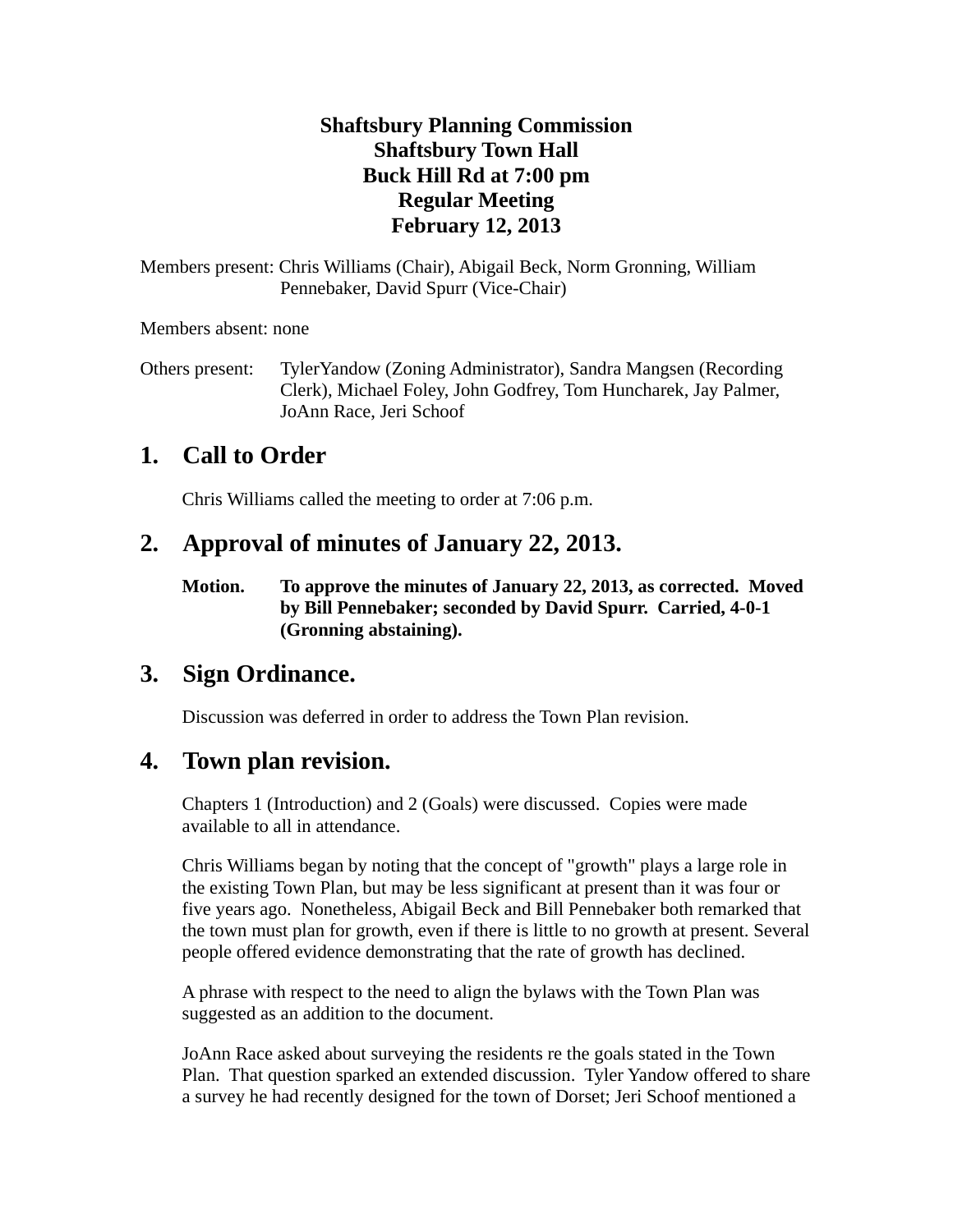**Shaftsbury Planning Commission**
**Shaftsbury Town Hall**
**Buck Hill Rd at 7:00 pm**
**Regular Meeting**
**February 12, 2013**

Members present: Chris Williams (Chair), Abigail Beck, Norm Gronning, William Pennebaker, David Spurr (Vice-Chair)

Members absent: none

Others present: TylerYandow (Zoning Administrator), Sandra Mangsen (Recording Clerk), Michael Foley, John Godfrey, Tom Huncharek, Jay Palmer, JoAnn Race, Jeri Schoof

## 1. Call to Order

Chris Williams called the meeting to order at 7:06 p.m.

## 2. Approval of minutes of January 22, 2013.

**Motion. To approve the minutes of January 22, 2013, as corrected. Moved by Bill Pennebaker; seconded by David Spurr. Carried, 4-0-1 (Gronning abstaining).**

## 3. Sign Ordinance.

Discussion was deferred in order to address the Town Plan revision.

## 4. Town plan revision.

Chapters 1 (Introduction) and 2 (Goals) were discussed. Copies were made available to all in attendance.

Chris Williams began by noting that the concept of "growth" plays a large role in the existing Town Plan, but may be less significant at present than it was four or five years ago. Nonetheless, Abigail Beck and Bill Pennebaker both remarked that the town must plan for growth, even if there is little to no growth at present. Several people offered evidence demonstrating that the rate of growth has declined.

A phrase with respect to the need to align the bylaws with the Town Plan was suggested as an addition to the document.

JoAnn Race asked about surveying the residents re the goals stated in the Town Plan. That question sparked an extended discussion. Tyler Yandow offered to share a survey he had recently designed for the town of Dorset; Jeri Schoof mentioned a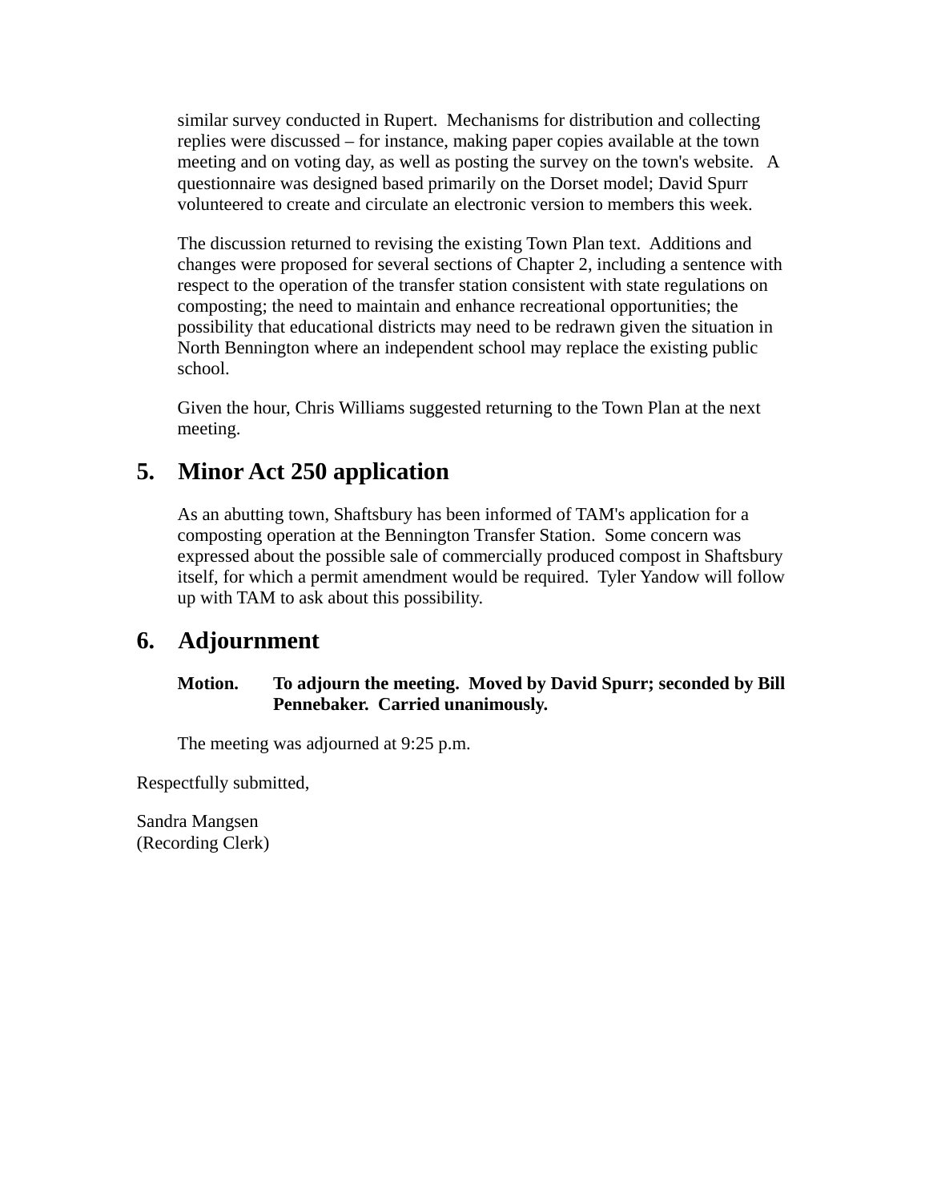similar survey conducted in Rupert. Mechanisms for distribution and collecting replies were discussed – for instance, making paper copies available at the town meeting and on voting day, as well as posting the survey on the town's website. A questionnaire was designed based primarily on the Dorset model; David Spurr volunteered to create and circulate an electronic version to members this week.

The discussion returned to revising the existing Town Plan text. Additions and changes were proposed for several sections of Chapter 2, including a sentence with respect to the operation of the transfer station consistent with state regulations on composting; the need to maintain and enhance recreational opportunities; the possibility that educational districts may need to be redrawn given the situation in North Bennington where an independent school may replace the existing public school.

Given the hour, Chris Williams suggested returning to the Town Plan at the next meeting.

## 5. Minor Act 250 application

As an abutting town, Shaftsbury has been informed of TAM's application for a composting operation at the Bennington Transfer Station. Some concern was expressed about the possible sale of commercially produced compost in Shaftsbury itself, for which a permit amendment would be required. Tyler Yandow will follow up with TAM to ask about this possibility.

## 6. Adjournment

**Motion. To adjourn the meeting. Moved by David Spurr; seconded by Bill Pennebaker. Carried unanimously.**

The meeting was adjourned at 9:25 p.m.

Respectfully submitted,

Sandra Mangsen
(Recording Clerk)